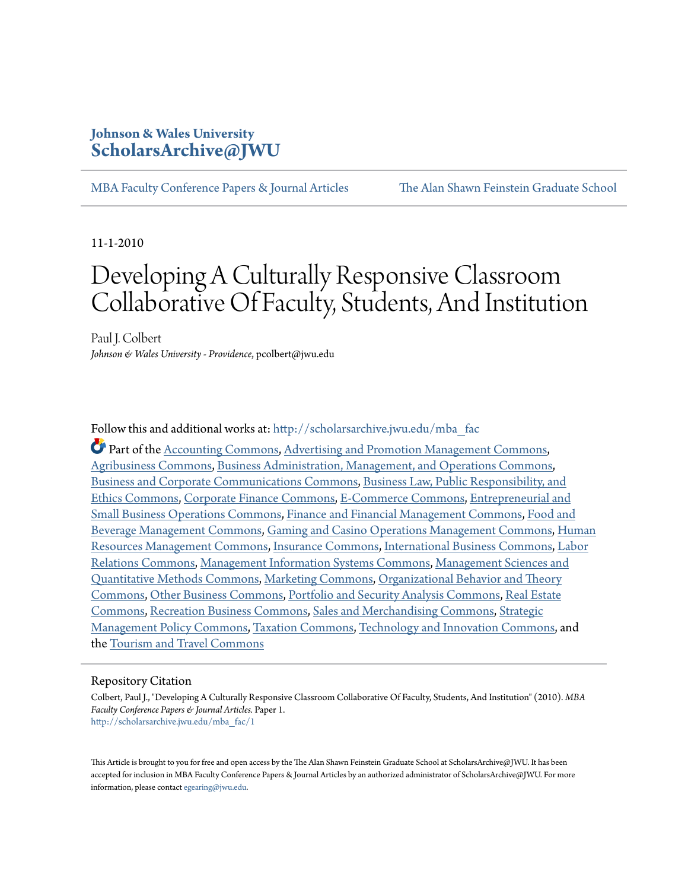**Johnson & Wales University**
**ScholarsArchive@JWU**

MBA Faculty Conference Papers & Journal Articles — The Alan Shawn Feinstein Graduate School

11-1-2010

# Developing A Culturally Responsive Classroom Collaborative Of Faculty, Students, And Institution

Paul J. Colbert
*Johnson & Wales University - Providence*, pcolbert@jwu.edu

Follow this and additional works at: http://scholarsarchive.jwu.edu/mba_fac

Part of the Accounting Commons, Advertising and Promotion Management Commons, Agribusiness Commons, Business Administration, Management, and Operations Commons, Business and Corporate Communications Commons, Business Law, Public Responsibility, and Ethics Commons, Corporate Finance Commons, E-Commerce Commons, Entrepreneurial and Small Business Operations Commons, Finance and Financial Management Commons, Food and Beverage Management Commons, Gaming and Casino Operations Management Commons, Human Resources Management Commons, Insurance Commons, International Business Commons, Labor Relations Commons, Management Information Systems Commons, Management Sciences and Quantitative Methods Commons, Marketing Commons, Organizational Behavior and Theory Commons, Other Business Commons, Portfolio and Security Analysis Commons, Real Estate Commons, Recreation Business Commons, Sales and Merchandising Commons, Strategic Management Policy Commons, Taxation Commons, Technology and Innovation Commons, and the Tourism and Travel Commons

## Repository Citation

Colbert, Paul J., "Developing A Culturally Responsive Classroom Collaborative Of Faculty, Students, And Institution" (2010). *MBA Faculty Conference Papers & Journal Articles*. Paper 1.
http://scholarsarchive.jwu.edu/mba_fac/1

This Article is brought to you for free and open access by the The Alan Shawn Feinstein Graduate School at ScholarsArchive@JWU. It has been accepted for inclusion in MBA Faculty Conference Papers & Journal Articles by an authorized administrator of ScholarsArchive@JWU. For more information, please contact egearing@jwu.edu.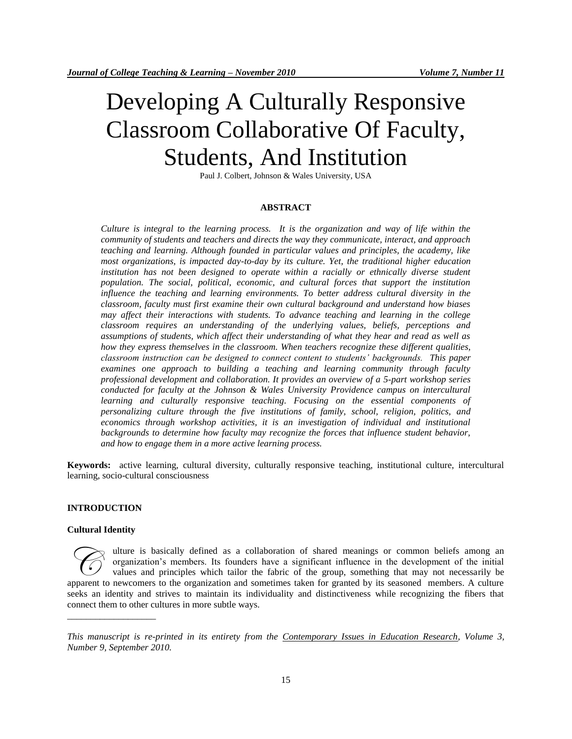# Developing A Culturally Responsive Classroom Collaborative Of Faculty, Students, And Institution

Paul J. Colbert, Johnson & Wales University, USA

## ABSTRACT

*Culture is integral to the learning process. It is the organization and way of life within the community of students and teachers and directs the way they communicate, interact, and approach teaching and learning. Although founded in particular values and principles, the academy, like most organizations, is impacted day-to-day by its culture. Yet, the traditional higher education institution has not been designed to operate within a racially or ethnically diverse student population. The social, political, economic, and cultural forces that support the institution influence the teaching and learning environments. To better address cultural diversity in the classroom, faculty must first examine their own cultural background and understand how biases may affect their interactions with students. To advance teaching and learning in the college classroom requires an understanding of the underlying values, beliefs, perceptions and assumptions of students, which affect their understanding of what they hear and read as well as how they express themselves in the classroom. When teachers recognize these different qualities, classroom instruction can be designed to connect content to students' backgrounds. This paper examines one approach to building a teaching and learning community through faculty professional development and collaboration. It provides an overview of a 5-part workshop series conducted for faculty at the Johnson & Wales University Providence campus on intercultural learning and culturally responsive teaching. Focusing on the essential components of personalizing culture through the five institutions of family, school, religion, politics, and economics through workshop activities, it is an investigation of individual and institutional backgrounds to determine how faculty may recognize the forces that influence student behavior, and how to engage them in a more active learning process.*

**Keywords:** active learning, cultural diversity, culturally responsive teaching, institutional culture, intercultural learning, socio-cultural consciousness

## INTRODUCTION

### Cultural Identity

Culture is basically defined as a collaboration of shared meanings or common beliefs among an organization's members. Its founders have a significant influence in the development of the initial values and principles which tailor the fabric of the group, something that may not necessarily be apparent to newcomers to the organization and sometimes taken for granted by its seasoned members. A culture seeks an identity and strives to maintain its individuality and distinctiveness while recognizing the fibers that connect them to other cultures in more subtle ways.

---

*This manuscript is re-printed in its entirety from the Contemporary Issues in Education Research, Volume 3, Number 9, September 2010.*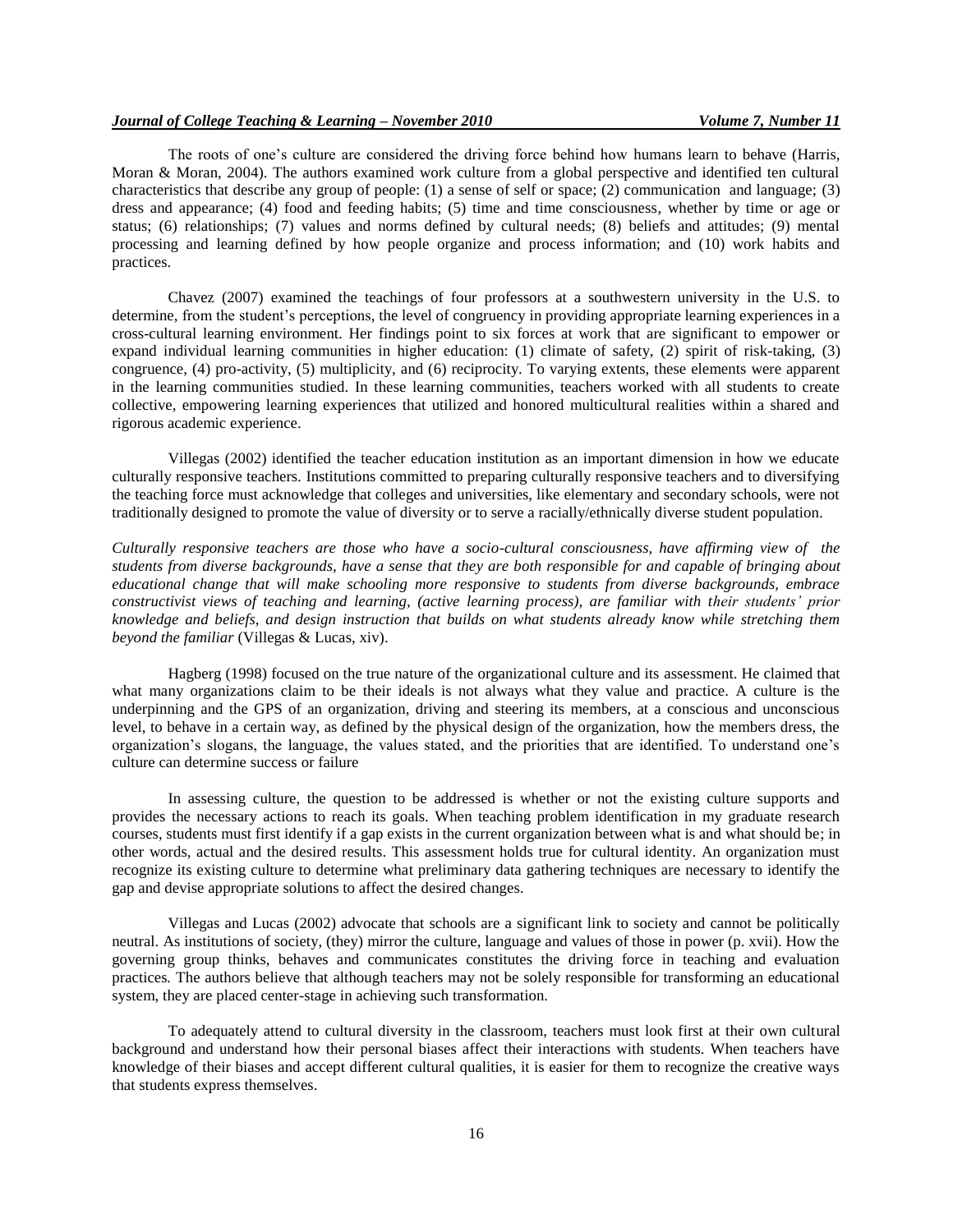The roots of one's culture are considered the driving force behind how humans learn to behave (Harris, Moran & Moran, 2004). The authors examined work culture from a global perspective and identified ten cultural characteristics that describe any group of people: (1) a sense of self or space; (2) communication and language; (3) dress and appearance; (4) food and feeding habits; (5) time and time consciousness, whether by time or age or status; (6) relationships; (7) values and norms defined by cultural needs; (8) beliefs and attitudes; (9) mental processing and learning defined by how people organize and process information; and (10) work habits and practices.

Chavez (2007) examined the teachings of four professors at a southwestern university in the U.S. to determine, from the student's perceptions, the level of congruency in providing appropriate learning experiences in a cross-cultural learning environment. Her findings point to six forces at work that are significant to empower or expand individual learning communities in higher education: (1) climate of safety, (2) spirit of risk-taking, (3) congruence, (4) pro-activity, (5) multiplicity, and (6) reciprocity. To varying extents, these elements were apparent in the learning communities studied. In these learning communities, teachers worked with all students to create collective, empowering learning experiences that utilized and honored multicultural realities within a shared and rigorous academic experience.

Villegas (2002) identified the teacher education institution as an important dimension in how we educate culturally responsive teachers. Institutions committed to preparing culturally responsive teachers and to diversifying the teaching force must acknowledge that colleges and universities, like elementary and secondary schools, were not traditionally designed to promote the value of diversity or to serve a racially/ethnically diverse student population.

*Culturally responsive teachers are those who have a socio-cultural consciousness, have affirming view of the students from diverse backgrounds, have a sense that they are both responsible for and capable of bringing about educational change that will make schooling more responsive to students from diverse backgrounds, embrace constructivist views of teaching and learning, (active learning process), are familiar with their students' prior knowledge and beliefs, and design instruction that builds on what students already know while stretching them beyond the familiar* (Villegas & Lucas, xiv).

Hagberg (1998) focused on the true nature of the organizational culture and its assessment. He claimed that what many organizations claim to be their ideals is not always what they value and practice. A culture is the underpinning and the GPS of an organization, driving and steering its members, at a conscious and unconscious level, to behave in a certain way, as defined by the physical design of the organization, how the members dress, the organization's slogans, the language, the values stated, and the priorities that are identified. To understand one's culture can determine success or failure

In assessing culture, the question to be addressed is whether or not the existing culture supports and provides the necessary actions to reach its goals. When teaching problem identification in my graduate research courses, students must first identify if a gap exists in the current organization between what is and what should be; in other words, actual and the desired results. This assessment holds true for cultural identity. An organization must recognize its existing culture to determine what preliminary data gathering techniques are necessary to identify the gap and devise appropriate solutions to affect the desired changes.

Villegas and Lucas (2002) advocate that schools are a significant link to society and cannot be politically neutral. As institutions of society, (they) mirror the culture, language and values of those in power (p. xvii). How the governing group thinks, behaves and communicates constitutes the driving force in teaching and evaluation practices. The authors believe that although teachers may not be solely responsible for transforming an educational system, they are placed center-stage in achieving such transformation.

To adequately attend to cultural diversity in the classroom, teachers must look first at their own cultural background and understand how their personal biases affect their interactions with students. When teachers have knowledge of their biases and accept different cultural qualities, it is easier for them to recognize the creative ways that students express themselves.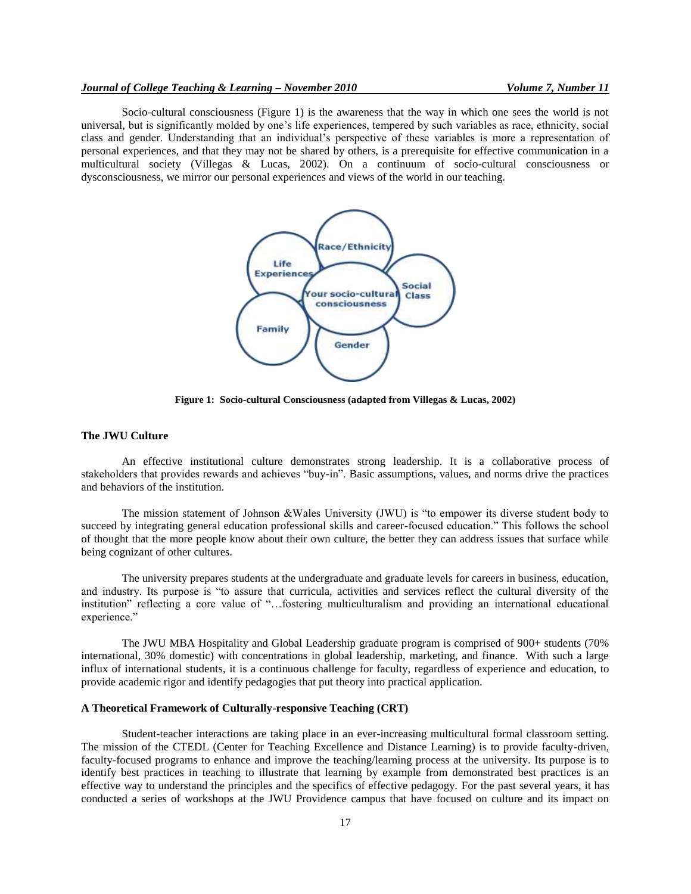Socio-cultural consciousness (Figure 1) is the awareness that the way in which one sees the world is not universal, but is significantly molded by one's life experiences, tempered by such variables as race, ethnicity, social class and gender. Understanding that an individual's perspective of these variables is more a representation of personal experiences, and that they may not be shared by others, is a prerequisite for effective communication in a multicultural society (Villegas & Lucas, 2002). On a continuum of socio-cultural consciousness or dysconsciousness, we mirror our personal experiences and views of the world in our teaching.

**Figure 1: Socio-cultural Consciousness (adapted from Villegas & Lucas, 2002)**

### The JWU Culture

An effective institutional culture demonstrates strong leadership. It is a collaborative process of stakeholders that provides rewards and achieves "buy-in". Basic assumptions, values, and norms drive the practices and behaviors of the institution.

The mission statement of Johnson &Wales University (JWU) is "to empower its diverse student body to succeed by integrating general education professional skills and career-focused education." This follows the school of thought that the more people know about their own culture, the better they can address issues that surface while being cognizant of other cultures.

The university prepares students at the undergraduate and graduate levels for careers in business, education, and industry. Its purpose is "to assure that curricula, activities and services reflect the cultural diversity of the institution" reflecting a core value of "…fostering multiculturalism and providing an international educational experience."

The JWU MBA Hospitality and Global Leadership graduate program is comprised of 900+ students (70% international, 30% domestic) with concentrations in global leadership, marketing, and finance. With such a large influx of international students, it is a continuous challenge for faculty, regardless of experience and education, to provide academic rigor and identify pedagogies that put theory into practical application.

### A Theoretical Framework of Culturally-responsive Teaching (CRT)

Student-teacher interactions are taking place in an ever-increasing multicultural formal classroom setting. The mission of the CTEDL (Center for Teaching Excellence and Distance Learning) is to provide faculty-driven, faculty-focused programs to enhance and improve the teaching/learning process at the university. Its purpose is to identify best practices in teaching to illustrate that learning by example from demonstrated best practices is an effective way to understand the principles and the specifics of effective pedagogy. For the past several years, it has conducted a series of workshops at the JWU Providence campus that have focused on culture and its impact on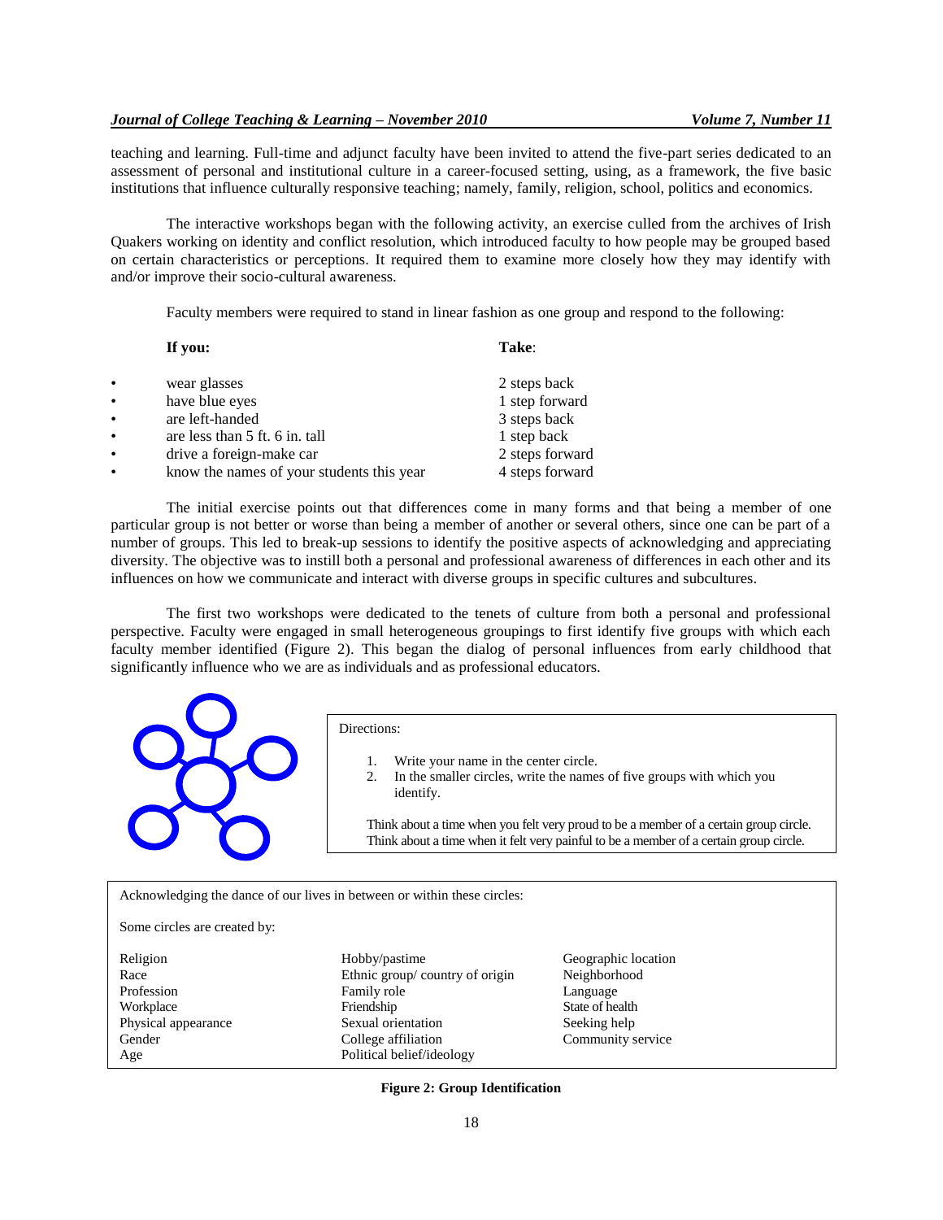teaching and learning. Full-time and adjunct faculty have been invited to attend the five-part series dedicated to an assessment of personal and institutional culture in a career-focused setting, using, as a framework, the five basic institutions that influence culturally responsive teaching; namely, family, religion, school, politics and economics.

The interactive workshops began with the following activity, an exercise culled from the archives of Irish Quakers working on identity and conflict resolution, which introduced faculty to how people may be grouped based on certain characteristics or perceptions. It required them to examine more closely how they may identify with and/or improve their socio-cultural awareness.

Faculty members were required to stand in linear fashion as one group and respond to the following:

| **If you:** | **Take**: |
|---|---|
| • wear glasses | 2 steps back |
| • have blue eyes | 1 step forward |
| • are left-handed | 3 steps back |
| • are less than 5 ft. 6 in. tall | 1 step back |
| • drive a foreign-make car | 2 steps forward |
| • know the names of your students this year | 4 steps forward |

The initial exercise points out that differences come in many forms and that being a member of one particular group is not better or worse than being a member of another or several others, since one can be part of a number of groups. This led to break-up sessions to identify the positive aspects of acknowledging and appreciating diversity. The objective was to instill both a personal and professional awareness of differences in each other and its influences on how we communicate and interact with diverse groups in specific cultures and subcultures.

The first two workshops were dedicated to the tenets of culture from both a personal and professional perspective. Faculty were engaged in small heterogeneous groupings to first identify five groups with which each faculty member identified (Figure 2). This began the dialog of personal influences from early childhood that significantly influence who we are as individuals and as professional educators.

Directions:

1. Write your name in the center circle.
2. In the smaller circles, write the names of five groups with which you identify.

Think about a time when you felt very proud to be a member of a certain group circle.
Think about a time when it felt very painful to be a member of a certain group circle.

Acknowledging the dance of our lives in between or within these circles:

Some circles are created by:

| | | |
|---|---|---|
| Religion | Hobby/pastime | Geographic location |
| Race | Ethnic group/ country of origin | Neighborhood |
| Profession | Family role | Language |
| Workplace | Friendship | State of health |
| Physical appearance | Sexual orientation | Seeking help |
| Gender | College affiliation | Community service |
| Age | Political belief/ideology | |

**Figure 2: Group Identification**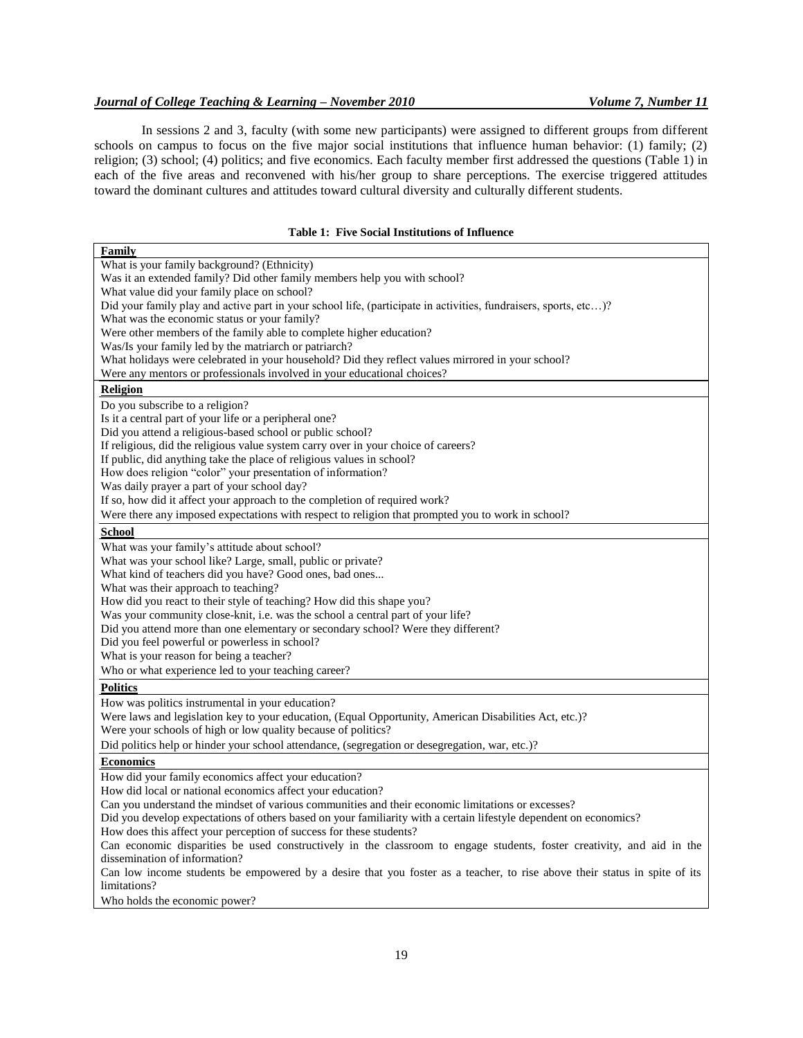In sessions 2 and 3, faculty (with some new participants) were assigned to different groups from different schools on campus to focus on the five major social institutions that influence human behavior: (1) family; (2) religion; (3) school; (4) politics; and five economics. Each faculty member first addressed the questions (Table 1) in each of the five areas and reconvened with his/her group to share perceptions. The exercise triggered attitudes toward the dominant cultures and attitudes toward cultural diversity and culturally different students.

**Table 1: Five Social Institutions of Influence**

| **Family** |
|---|
| What is your family background? (Ethnicity) |
| Was it an extended family? Did other family members help you with school? |
| What value did your family place on school? |
| Did your family play and active part in your school life, (participate in activities, fundraisers, sports, etc…)? |
| What was the economic status or your family? |
| Were other members of the family able to complete higher education? |
| Was/Is your family led by the matriarch or patriarch? |
| What holidays were celebrated in your household? Did they reflect values mirrored in your school? |
| Were any mentors or professionals involved in your educational choices? |
| **Religion** |
| Do you subscribe to a religion? |
| Is it a central part of your life or a peripheral one? |
| Did you attend a religious-based school or public school? |
| If religious, did the religious value system carry over in your choice of careers? |
| If public, did anything take the place of religious values in school? |
| How does religion "color" your presentation of information? |
| Was daily prayer a part of your school day? |
| If so, how did it affect your approach to the completion of required work? |
| Were there any imposed expectations with respect to religion that prompted you to work in school? |
| **School** |
| What was your family's attitude about school? |
| What was your school like? Large, small, public or private? |
| What kind of teachers did you have? Good ones, bad ones... |
| What was their approach to teaching? |
| How did you react to their style of teaching? How did this shape you? |
| Was your community close-knit, i.e. was the school a central part of your life? |
| Did you attend more than one elementary or secondary school? Were they different? |
| Did you feel powerful or powerless in school? |
| What is your reason for being a teacher? |
| Who or what experience led to your teaching career? |
| **Politics** |
| How was politics instrumental in your education? |
| Were laws and legislation key to your education, (Equal Opportunity, American Disabilities Act, etc.)? |
| Were your schools of high or low quality because of politics? |
| Did politics help or hinder your school attendance, (segregation or desegregation, war, etc.)? |
| **Economics** |
| How did your family economics affect your education? |
| How did local or national economics affect your education? |
| Can you understand the mindset of various communities and their economic limitations or excesses? |
| Did you develop expectations of others based on your familiarity with a certain lifestyle dependent on economics? |
| How does this affect your perception of success for these students? |
| Can economic disparities be used constructively in the classroom to engage students, foster creativity, and aid in the dissemination of information? |
| Can low income students be empowered by a desire that you foster as a teacher, to rise above their status in spite of its limitations? |
| Who holds the economic power? |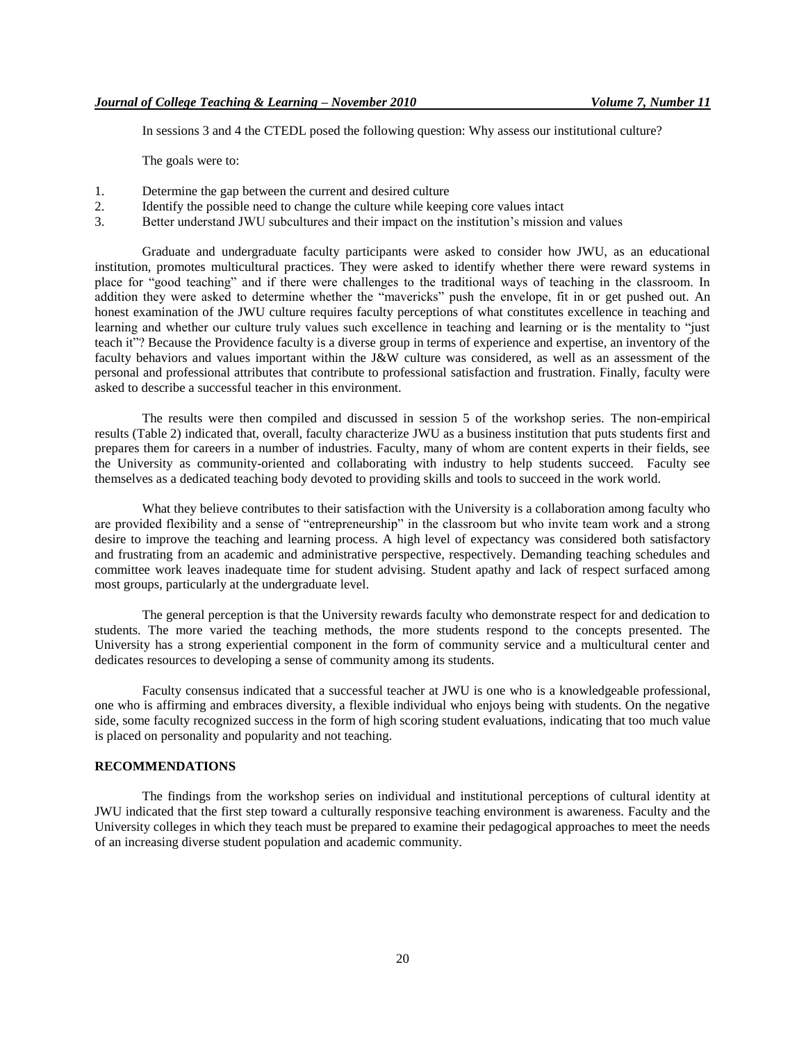In sessions 3 and 4 the CTEDL posed the following question: Why assess our institutional culture?

The goals were to:

1. Determine the gap between the current and desired culture
2. Identify the possible need to change the culture while keeping core values intact
3. Better understand JWU subcultures and their impact on the institution's mission and values

Graduate and undergraduate faculty participants were asked to consider how JWU, as an educational institution, promotes multicultural practices. They were asked to identify whether there were reward systems in place for "good teaching" and if there were challenges to the traditional ways of teaching in the classroom. In addition they were asked to determine whether the "mavericks" push the envelope, fit in or get pushed out. An honest examination of the JWU culture requires faculty perceptions of what constitutes excellence in teaching and learning and whether our culture truly values such excellence in teaching and learning or is the mentality to "just teach it"? Because the Providence faculty is a diverse group in terms of experience and expertise, an inventory of the faculty behaviors and values important within the J&W culture was considered, as well as an assessment of the personal and professional attributes that contribute to professional satisfaction and frustration. Finally, faculty were asked to describe a successful teacher in this environment.

The results were then compiled and discussed in session 5 of the workshop series. The non-empirical results (Table 2) indicated that, overall, faculty characterize JWU as a business institution that puts students first and prepares them for careers in a number of industries. Faculty, many of whom are content experts in their fields, see the University as community-oriented and collaborating with industry to help students succeed. Faculty see themselves as a dedicated teaching body devoted to providing skills and tools to succeed in the work world.

What they believe contributes to their satisfaction with the University is a collaboration among faculty who are provided flexibility and a sense of "entrepreneurship" in the classroom but who invite team work and a strong desire to improve the teaching and learning process. A high level of expectancy was considered both satisfactory and frustrating from an academic and administrative perspective, respectively. Demanding teaching schedules and committee work leaves inadequate time for student advising. Student apathy and lack of respect surfaced among most groups, particularly at the undergraduate level.

The general perception is that the University rewards faculty who demonstrate respect for and dedication to students. The more varied the teaching methods, the more students respond to the concepts presented. The University has a strong experiential component in the form of community service and a multicultural center and dedicates resources to developing a sense of community among its students.

Faculty consensus indicated that a successful teacher at JWU is one who is a knowledgeable professional, one who is affirming and embraces diversity, a flexible individual who enjoys being with students. On the negative side, some faculty recognized success in the form of high scoring student evaluations, indicating that too much value is placed on personality and popularity and not teaching.

## RECOMMENDATIONS

The findings from the workshop series on individual and institutional perceptions of cultural identity at JWU indicated that the first step toward a culturally responsive teaching environment is awareness. Faculty and the University colleges in which they teach must be prepared to examine their pedagogical approaches to meet the needs of an increasing diverse student population and academic community.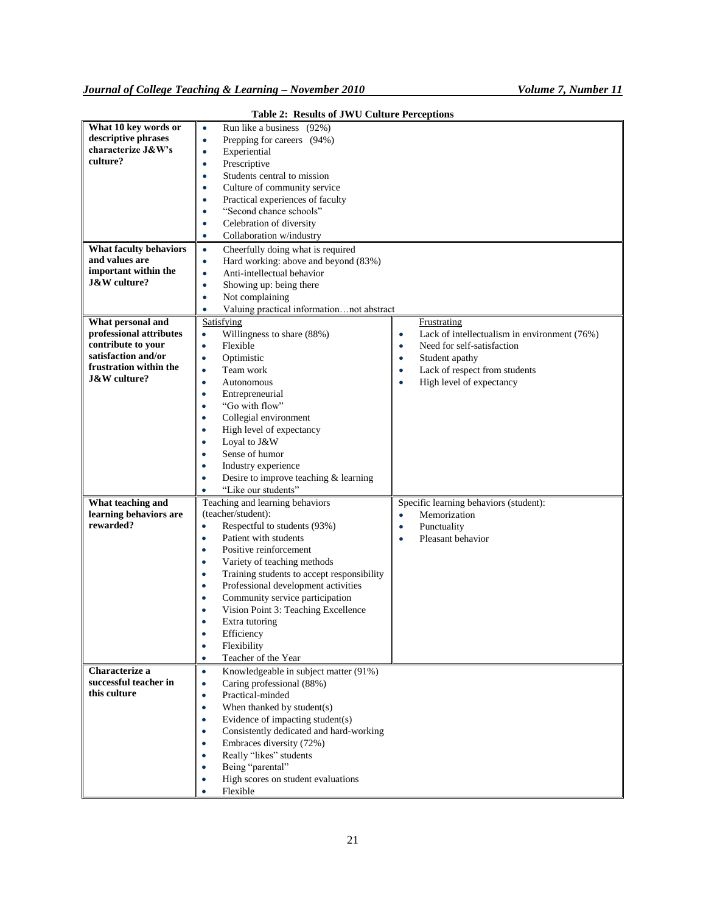**Table 2: Results of JWU Culture Perceptions**

| Question | Responses | |
|---|---|---|
| **What 10 key words or descriptive phrases characterize J&W's culture?** | • Run like a business (92%)<br>• Prepping for careers (94%)<br>• Experiential<br>• Prescriptive<br>• Students central to mission<br>• Culture of community service<br>• Practical experiences of faculty<br>• "Second chance schools"<br>• Celebration of diversity<br>• Collaboration w/industry | |
| **What faculty behaviors and values are important within the J&W culture?** | • Cheerfully doing what is required<br>• Hard working: above and beyond (83%)<br>• Anti-intellectual behavior<br>• Showing up: being there<br>• Not complaining<br>• Valuing practical information…not abstract | |
| **What personal and professional attributes contribute to your satisfaction and/or frustration within the J&W culture?** | Satisfying<br>• Willingness to share (88%)<br>• Flexible<br>• Optimistic<br>• Team work<br>• Autonomous<br>• Entrepreneurial<br>• "Go with flow"<br>• Collegial environment<br>• High level of expectancy<br>• Loyal to J&W<br>• Sense of humor<br>• Industry experience<br>• Desire to improve teaching & learning<br>• "Like our students" | Frustrating<br>• Lack of intellectualism in environment (76%)<br>• Need for self-satisfaction<br>• Student apathy<br>• Lack of respect from students<br>• High level of expectancy |
| **What teaching and learning behaviors are rewarded?** | Teaching and learning behaviors (teacher/student):<br>• Respectful to students (93%)<br>• Patient with students<br>• Positive reinforcement<br>• Variety of teaching methods<br>• Training students to accept responsibility<br>• Professional development activities<br>• Community service participation<br>• Vision Point 3: Teaching Excellence<br>• Extra tutoring<br>• Efficiency<br>• Flexibility<br>• Teacher of the Year | Specific learning behaviors (student):<br>• Memorization<br>• Punctuality<br>• Pleasant behavior |
| **Characterize a successful teacher in this culture** | • Knowledgeable in subject matter (91%)<br>• Caring professional (88%)<br>• Practical-minded<br>• When thanked by student(s)<br>• Evidence of impacting student(s)<br>• Consistently dedicated and hard-working<br>• Embraces diversity (72%)<br>• Really "likes" students<br>• Being "parental"<br>• High scores on student evaluations<br>• Flexible | |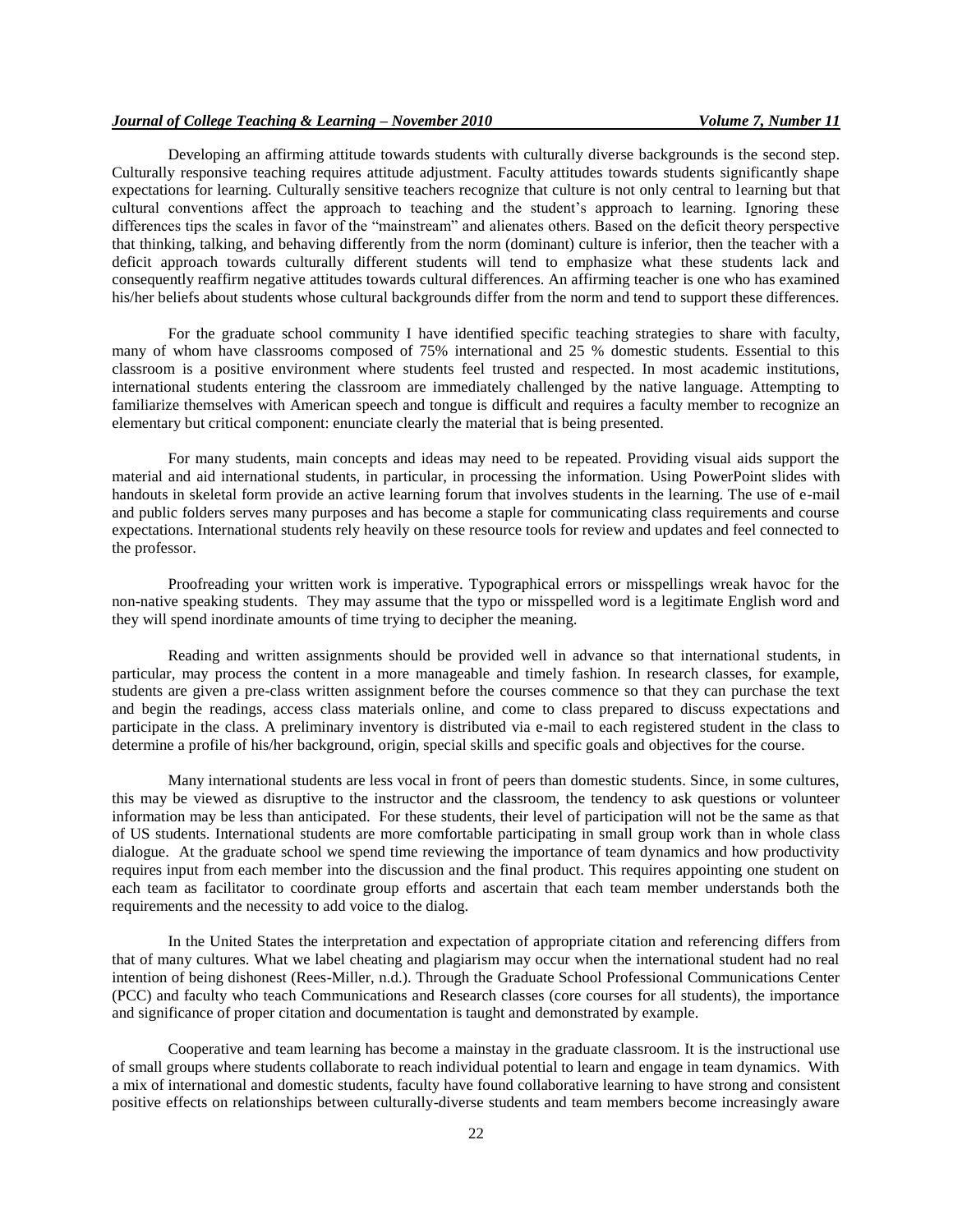Developing an affirming attitude towards students with culturally diverse backgrounds is the second step. Culturally responsive teaching requires attitude adjustment. Faculty attitudes towards students significantly shape expectations for learning. Culturally sensitive teachers recognize that culture is not only central to learning but that cultural conventions affect the approach to teaching and the student's approach to learning. Ignoring these differences tips the scales in favor of the "mainstream" and alienates others. Based on the deficit theory perspective that thinking, talking, and behaving differently from the norm (dominant) culture is inferior, then the teacher with a deficit approach towards culturally different students will tend to emphasize what these students lack and consequently reaffirm negative attitudes towards cultural differences. An affirming teacher is one who has examined his/her beliefs about students whose cultural backgrounds differ from the norm and tend to support these differences.

For the graduate school community I have identified specific teaching strategies to share with faculty, many of whom have classrooms composed of 75% international and 25 % domestic students. Essential to this classroom is a positive environment where students feel trusted and respected. In most academic institutions, international students entering the classroom are immediately challenged by the native language. Attempting to familiarize themselves with American speech and tongue is difficult and requires a faculty member to recognize an elementary but critical component: enunciate clearly the material that is being presented.

For many students, main concepts and ideas may need to be repeated. Providing visual aids support the material and aid international students, in particular, in processing the information. Using PowerPoint slides with handouts in skeletal form provide an active learning forum that involves students in the learning. The use of e-mail and public folders serves many purposes and has become a staple for communicating class requirements and course expectations. International students rely heavily on these resource tools for review and updates and feel connected to the professor.

Proofreading your written work is imperative. Typographical errors or misspellings wreak havoc for the non-native speaking students. They may assume that the typo or misspelled word is a legitimate English word and they will spend inordinate amounts of time trying to decipher the meaning.

Reading and written assignments should be provided well in advance so that international students, in particular, may process the content in a more manageable and timely fashion. In research classes, for example, students are given a pre-class written assignment before the courses commence so that they can purchase the text and begin the readings, access class materials online, and come to class prepared to discuss expectations and participate in the class. A preliminary inventory is distributed via e-mail to each registered student in the class to determine a profile of his/her background, origin, special skills and specific goals and objectives for the course.

Many international students are less vocal in front of peers than domestic students. Since, in some cultures, this may be viewed as disruptive to the instructor and the classroom, the tendency to ask questions or volunteer information may be less than anticipated. For these students, their level of participation will not be the same as that of US students. International students are more comfortable participating in small group work than in whole class dialogue. At the graduate school we spend time reviewing the importance of team dynamics and how productivity requires input from each member into the discussion and the final product. This requires appointing one student on each team as facilitator to coordinate group efforts and ascertain that each team member understands both the requirements and the necessity to add voice to the dialog.

In the United States the interpretation and expectation of appropriate citation and referencing differs from that of many cultures. What we label cheating and plagiarism may occur when the international student had no real intention of being dishonest (Rees-Miller, n.d.). Through the Graduate School Professional Communications Center (PCC) and faculty who teach Communications and Research classes (core courses for all students), the importance and significance of proper citation and documentation is taught and demonstrated by example.

Cooperative and team learning has become a mainstay in the graduate classroom. It is the instructional use of small groups where students collaborate to reach individual potential to learn and engage in team dynamics. With a mix of international and domestic students, faculty have found collaborative learning to have strong and consistent positive effects on relationships between culturally-diverse students and team members become increasingly aware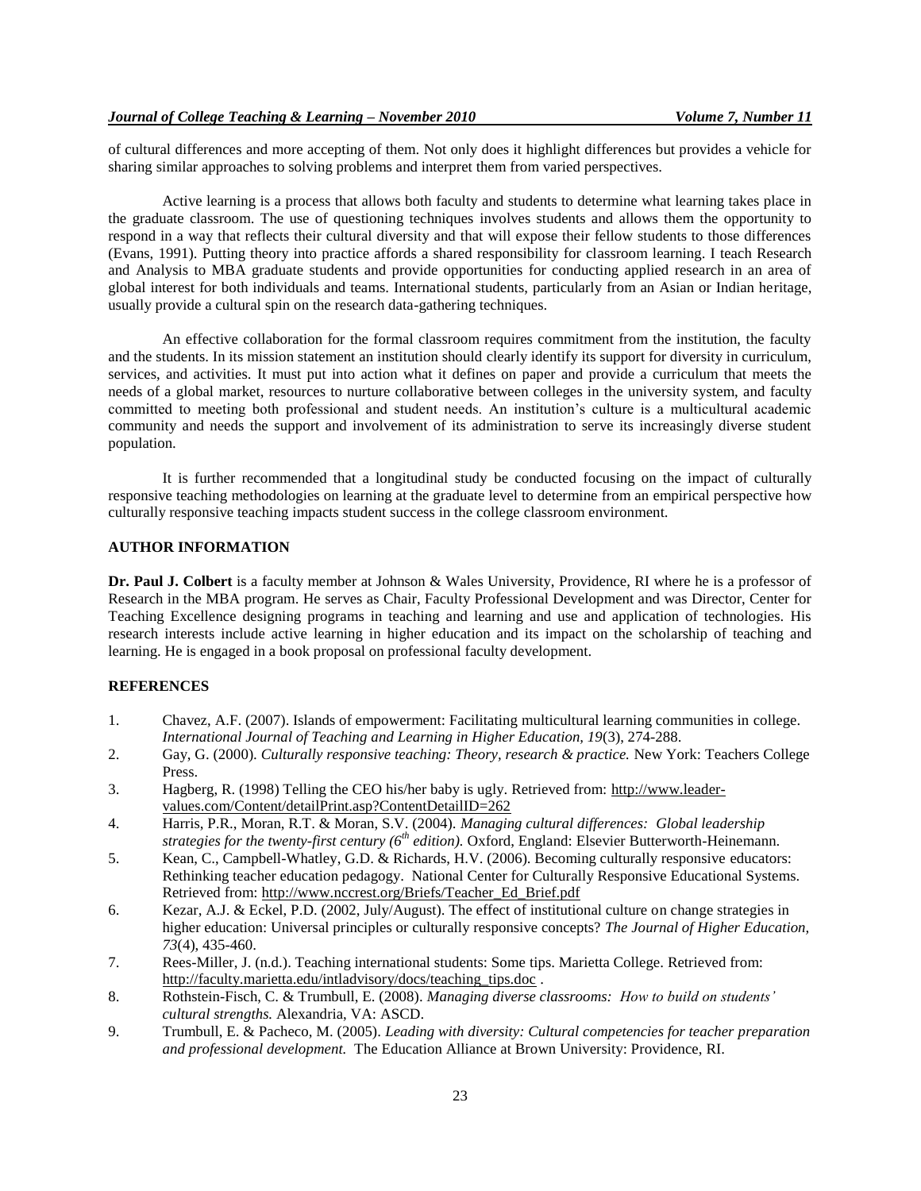of cultural differences and more accepting of them. Not only does it highlight differences but provides a vehicle for sharing similar approaches to solving problems and interpret them from varied perspectives.

Active learning is a process that allows both faculty and students to determine what learning takes place in the graduate classroom. The use of questioning techniques involves students and allows them the opportunity to respond in a way that reflects their cultural diversity and that will expose their fellow students to those differences (Evans, 1991). Putting theory into practice affords a shared responsibility for classroom learning. I teach Research and Analysis to MBA graduate students and provide opportunities for conducting applied research in an area of global interest for both individuals and teams. International students, particularly from an Asian or Indian heritage, usually provide a cultural spin on the research data-gathering techniques.

An effective collaboration for the formal classroom requires commitment from the institution, the faculty and the students. In its mission statement an institution should clearly identify its support for diversity in curriculum, services, and activities. It must put into action what it defines on paper and provide a curriculum that meets the needs of a global market, resources to nurture collaborative between colleges in the university system, and faculty committed to meeting both professional and student needs. An institution's culture is a multicultural academic community and needs the support and involvement of its administration to serve its increasingly diverse student population.

It is further recommended that a longitudinal study be conducted focusing on the impact of culturally responsive teaching methodologies on learning at the graduate level to determine from an empirical perspective how culturally responsive teaching impacts student success in the college classroom environment.

## AUTHOR INFORMATION

**Dr. Paul J. Colbert** is a faculty member at Johnson & Wales University, Providence, RI where he is a professor of Research in the MBA program. He serves as Chair, Faculty Professional Development and was Director, Center for Teaching Excellence designing programs in teaching and learning and use and application of technologies. His research interests include active learning in higher education and its impact on the scholarship of teaching and learning. He is engaged in a book proposal on professional faculty development.

## REFERENCES

1. Chavez, A.F. (2007). Islands of empowerment: Facilitating multicultural learning communities in college. *International Journal of Teaching and Learning in Higher Education, 19*(3), 274-288.
2. Gay, G. (2000). *Culturally responsive teaching: Theory, research & practice.* New York: Teachers College Press.
3. Hagberg, R. (1998) Telling the CEO his/her baby is ugly. Retrieved from: http://www.leader-values.com/Content/detailPrint.asp?ContentDetailID=262
4. Harris, P.R., Moran, R.T. & Moran, S.V. (2004). *Managing cultural differences: Global leadership strategies for the twenty-first century (6th edition).* Oxford, England: Elsevier Butterworth-Heinemann.
5. Kean, C., Campbell-Whatley, G.D. & Richards, H.V. (2006). Becoming culturally responsive educators: Rethinking teacher education pedagogy. National Center for Culturally Responsive Educational Systems. Retrieved from: http://www.nccrest.org/Briefs/Teacher_Ed_Brief.pdf
6. Kezar, A.J. & Eckel, P.D. (2002, July/August). The effect of institutional culture on change strategies in higher education: Universal principles or culturally responsive concepts? *The Journal of Higher Education, 73*(4), 435-460.
7. Rees-Miller, J. (n.d.). Teaching international students: Some tips. Marietta College. Retrieved from: http://faculty.marietta.edu/intladvisory/docs/teaching_tips.doc .
8. Rothstein-Fisch, C. & Trumbull, E. (2008). *Managing diverse classrooms: How to build on students' cultural strengths.* Alexandria, VA: ASCD.
9. Trumbull, E. & Pacheco, M. (2005). *Leading with diversity: Cultural competencies for teacher preparation and professional development.* The Education Alliance at Brown University: Providence, RI.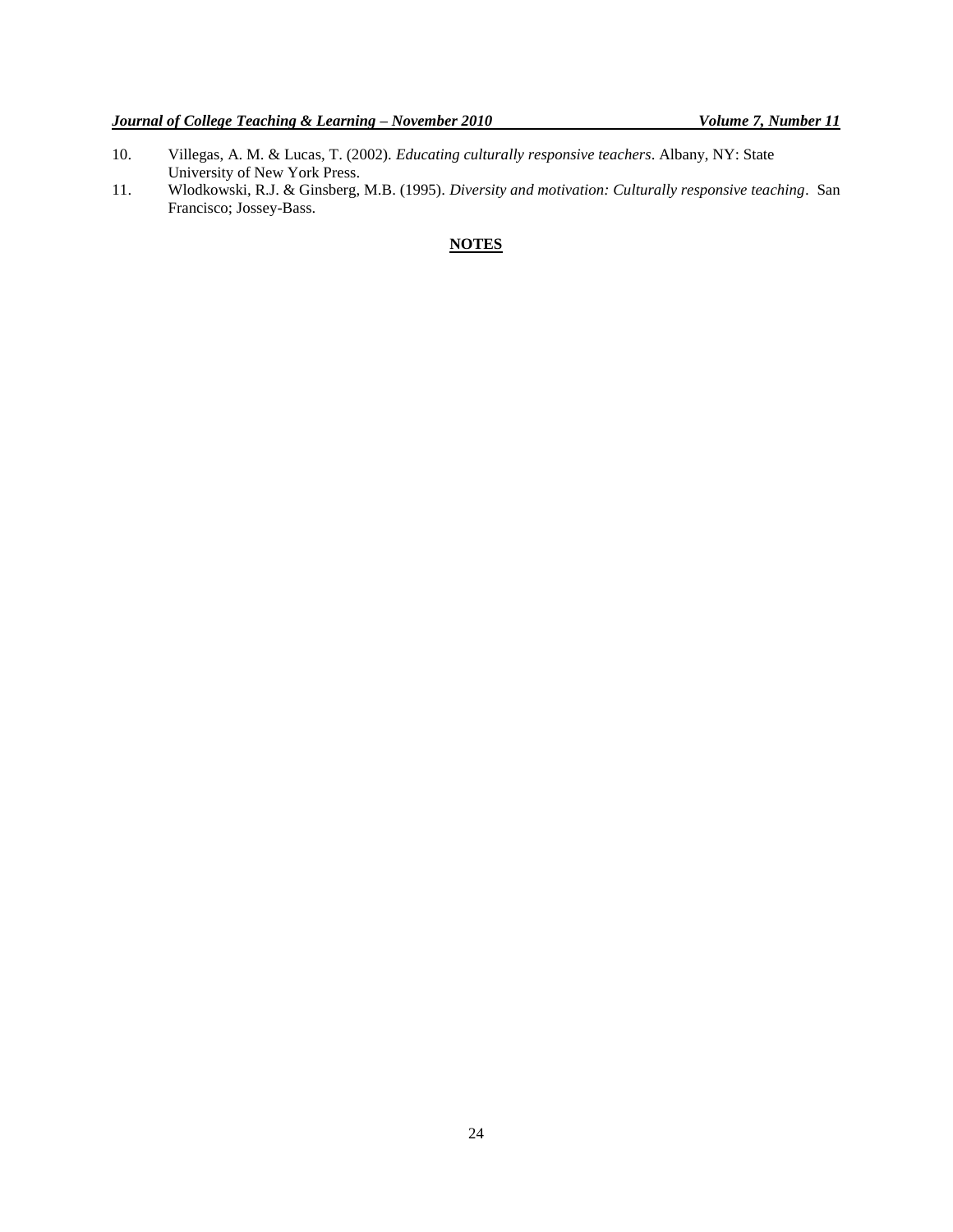10. Villegas, A. M. & Lucas, T. (2002). *Educating culturally responsive teachers*. Albany, NY: State University of New York Press.
11. Wlodkowski, R.J. & Ginsberg, M.B. (1995). *Diversity and motivation: Culturally responsive teaching*. San Francisco; Jossey-Bass.

## NOTES